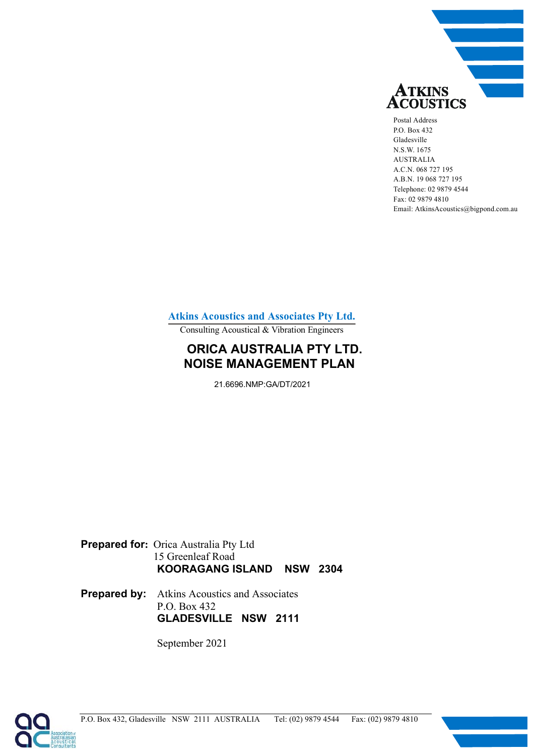**ATKINS ACOUSTICS**

Postal Address
P.O. Box 432
Gladesville
N.S.W. 1675
AUSTRALIA
A.C.N. 068 727 195
A.B.N. 19 068 727 195
Telephone: 02 9879 4544
Fax: 02 9879 4810
Email: AtkinsAcoustics@bigpond.com.au

**Atkins Acoustics and Associates Pty Ltd.**

Consulting Acoustical & Vibration Engineers

# ORICA AUSTRALIA PTY LTD.
# NOISE MANAGEMENT PLAN

21.6696.NMP:GA/DT/2021

**Prepared for:** Orica Australia Pty Ltd
15 Greenleaf Road
**KOORAGANG ISLAND NSW 2304**

**Prepared by:** Atkins Acoustics and Associates
P.O. Box 432
**GLADESVILLE NSW 2111**

September 2021

P.O. Box 432, Gladesville NSW 2111 AUSTRALIA Tel: (02) 9879 4544 Fax: (02) 9879 4810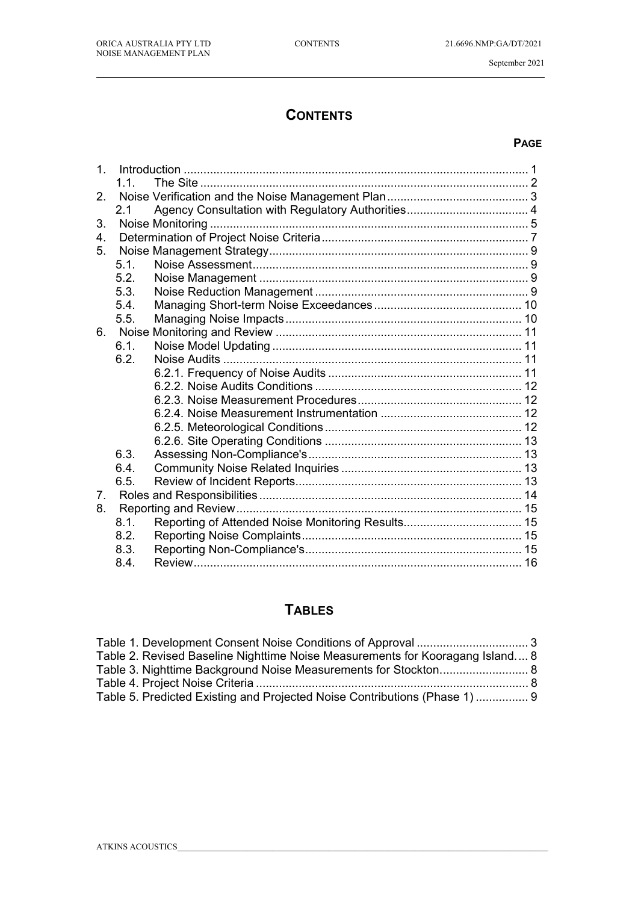# CONTENTS

**PAGE**

1. Introduction ........................................................................................................ 1
   1.1. The Site ................................................................................................... 2
2. Noise Verification and the Noise Management Plan ........................................... 3
   2.1 Agency Consultation with Regulatory Authorities ..................................... 4
3. Noise Monitoring ................................................................................................ 5
4. Determination of Project Noise Criteria .............................................................. 7
5. Noise Management Strategy .............................................................................. 9
   5.1. Noise Assessment ................................................................................... 9
   5.2. Noise Management ................................................................................. 9
   5.3. Noise Reduction Management ................................................................. 9
   5.4. Managing Short-term Noise Exceedances ............................................. 10
   5.5. Managing Noise Impacts ........................................................................ 10
6. Noise Monitoring and Review ........................................................................... 11
   6.1. Noise Model Updating ........................................................................... 11
   6.2. Noise Audits ........................................................................................... 11
      6.2.1. Frequency of Noise Audits ........................................................... 11
      6.2.2. Noise Audits Conditions ............................................................... 12
      6.2.3. Noise Measurement Procedures .................................................. 12
      6.2.4. Noise Measurement Instrumentation ........................................... 12
      6.2.5. Meteorological Conditions ............................................................ 12
      6.2.6. Site Operating Conditions ............................................................ 13
   6.3. Assessing Non-Compliance's ................................................................. 13
   6.4. Community Noise Related Inquiries ....................................................... 13
   6.5. Review of Incident Reports ..................................................................... 13
7. Roles and Responsibilities ................................................................................ 14
8. Reporting and Review ....................................................................................... 15
   8.1. Reporting of Attended Noise Monitoring Results .................................... 15
   8.2. Reporting Noise Complaints ................................................................... 15
   8.3. Reporting Non-Compliance's .................................................................. 15
   8.4. Review ................................................................................................... 16

# TABLES

Table 1. Development Consent Noise Conditions of Approval .................................. 3
Table 2. Revised Baseline Nighttime Noise Measurements for Kooragang Island .... 8
Table 3. Nighttime Background Noise Measurements for Stockton ........................... 8
Table 4. Project Noise Criteria .................................................................................. 8
Table 5. Predicted Existing and Projected Noise Contributions (Phase 1) ................ 9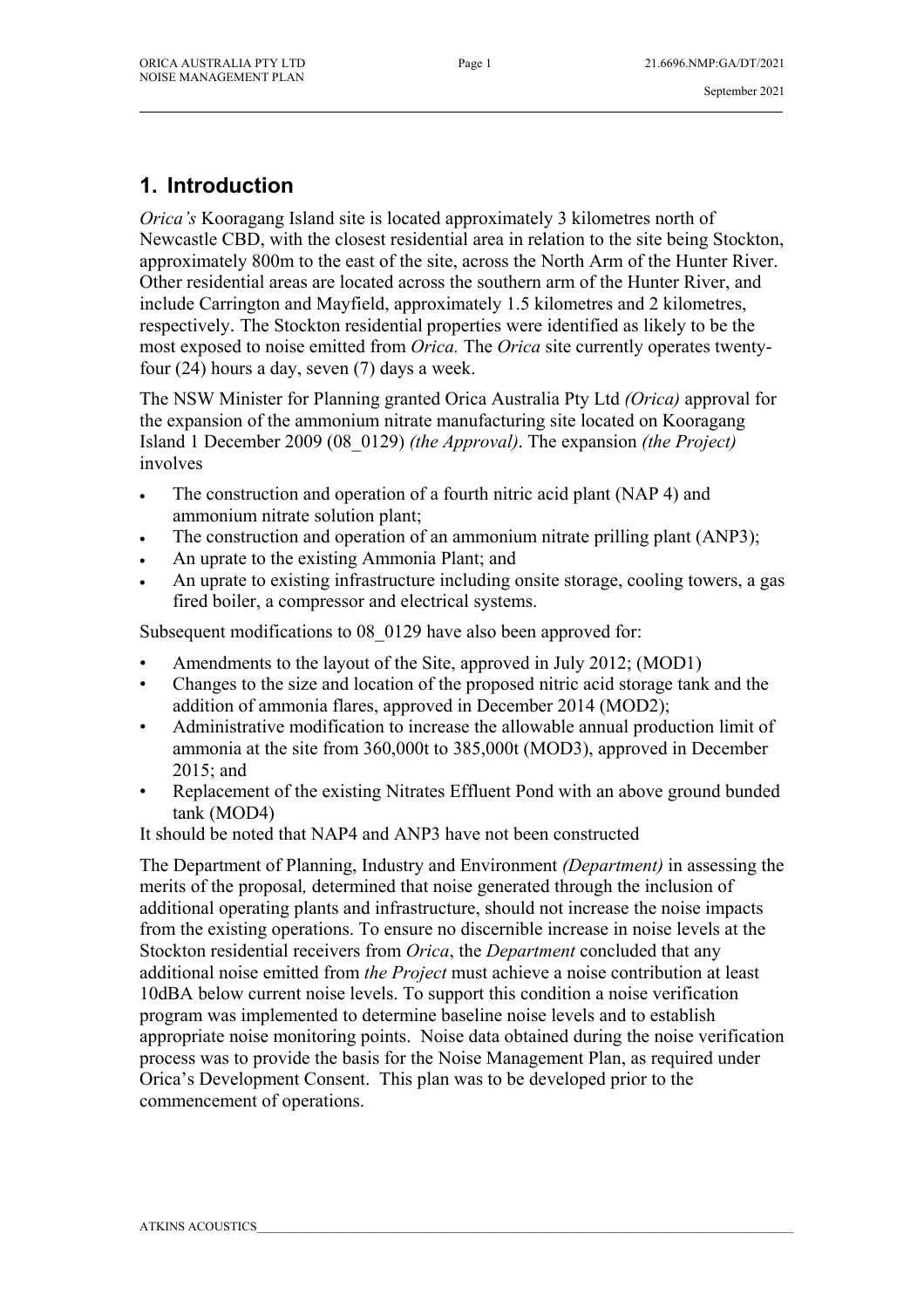# 1. Introduction

*Orica's* Kooragang Island site is located approximately 3 kilometres north of Newcastle CBD, with the closest residential area in relation to the site being Stockton, approximately 800m to the east of the site, across the North Arm of the Hunter River. Other residential areas are located across the southern arm of the Hunter River, and include Carrington and Mayfield, approximately 1.5 kilometres and 2 kilometres, respectively. The Stockton residential properties were identified as likely to be the most exposed to noise emitted from *Orica.* The *Orica* site currently operates twenty-four (24) hours a day, seven (7) days a week.

The NSW Minister for Planning granted Orica Australia Pty Ltd *(Orica)* approval for the expansion of the ammonium nitrate manufacturing site located on Kooragang Island 1 December 2009 (08_0129) *(the Approval)*. The expansion *(the Project)* involves

- The construction and operation of a fourth nitric acid plant (NAP 4) and ammonium nitrate solution plant;
- The construction and operation of an ammonium nitrate prilling plant (ANP3);
- An uprate to the existing Ammonia Plant; and
- An uprate to existing infrastructure including onsite storage, cooling towers, a gas fired boiler, a compressor and electrical systems.

Subsequent modifications to 08_0129 have also been approved for:

- Amendments to the layout of the Site, approved in July 2012; (MOD1)
- Changes to the size and location of the proposed nitric acid storage tank and the addition of ammonia flares, approved in December 2014 (MOD2);
- Administrative modification to increase the allowable annual production limit of ammonia at the site from 360,000t to 385,000t (MOD3), approved in December 2015; and
- Replacement of the existing Nitrates Effluent Pond with an above ground bunded tank (MOD4)

It should be noted that NAP4 and ANP3 have not been constructed

The Department of Planning, Industry and Environment *(Department)* in assessing the merits of the proposal*,* determined that noise generated through the inclusion of additional operating plants and infrastructure, should not increase the noise impacts from the existing operations. To ensure no discernible increase in noise levels at the Stockton residential receivers from *Orica*, the *Department* concluded that any additional noise emitted from *the Project* must achieve a noise contribution at least 10dBA below current noise levels. To support this condition a noise verification program was implemented to determine baseline noise levels and to establish appropriate noise monitoring points. Noise data obtained during the noise verification process was to provide the basis for the Noise Management Plan, as required under Orica's Development Consent. This plan was to be developed prior to the commencement of operations.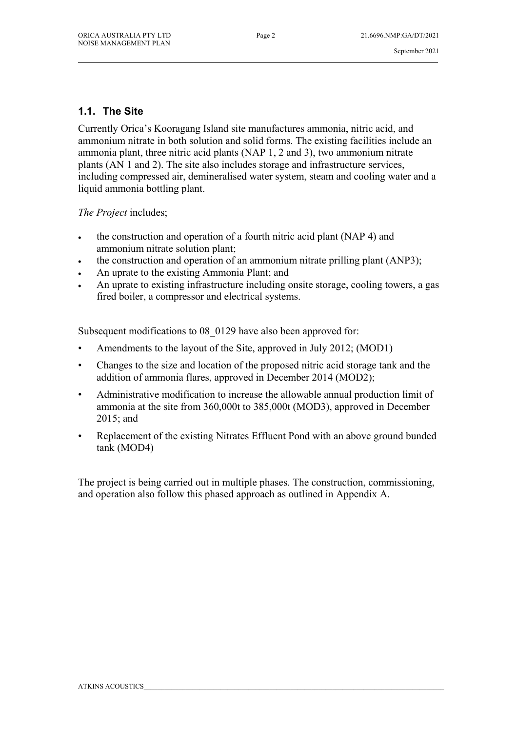## 1.1. The Site

Currently Orica's Kooragang Island site manufactures ammonia, nitric acid, and ammonium nitrate in both solution and solid forms. The existing facilities include an ammonia plant, three nitric acid plants (NAP 1, 2 and 3), two ammonium nitrate plants (AN 1 and 2). The site also includes storage and infrastructure services, including compressed air, demineralised water system, steam and cooling water and a liquid ammonia bottling plant.

*The Project* includes;

- the construction and operation of a fourth nitric acid plant (NAP 4) and ammonium nitrate solution plant;
- the construction and operation of an ammonium nitrate prilling plant (ANP3);
- An uprate to the existing Ammonia Plant; and
- An uprate to existing infrastructure including onsite storage, cooling towers, a gas fired boiler, a compressor and electrical systems.

Subsequent modifications to 08_0129 have also been approved for:

- Amendments to the layout of the Site, approved in July 2012; (MOD1)
- Changes to the size and location of the proposed nitric acid storage tank and the addition of ammonia flares, approved in December 2014 (MOD2);
- Administrative modification to increase the allowable annual production limit of ammonia at the site from 360,000t to 385,000t (MOD3), approved in December 2015; and
- Replacement of the existing Nitrates Effluent Pond with an above ground bunded tank (MOD4)

The project is being carried out in multiple phases. The construction, commissioning, and operation also follow this phased approach as outlined in Appendix A.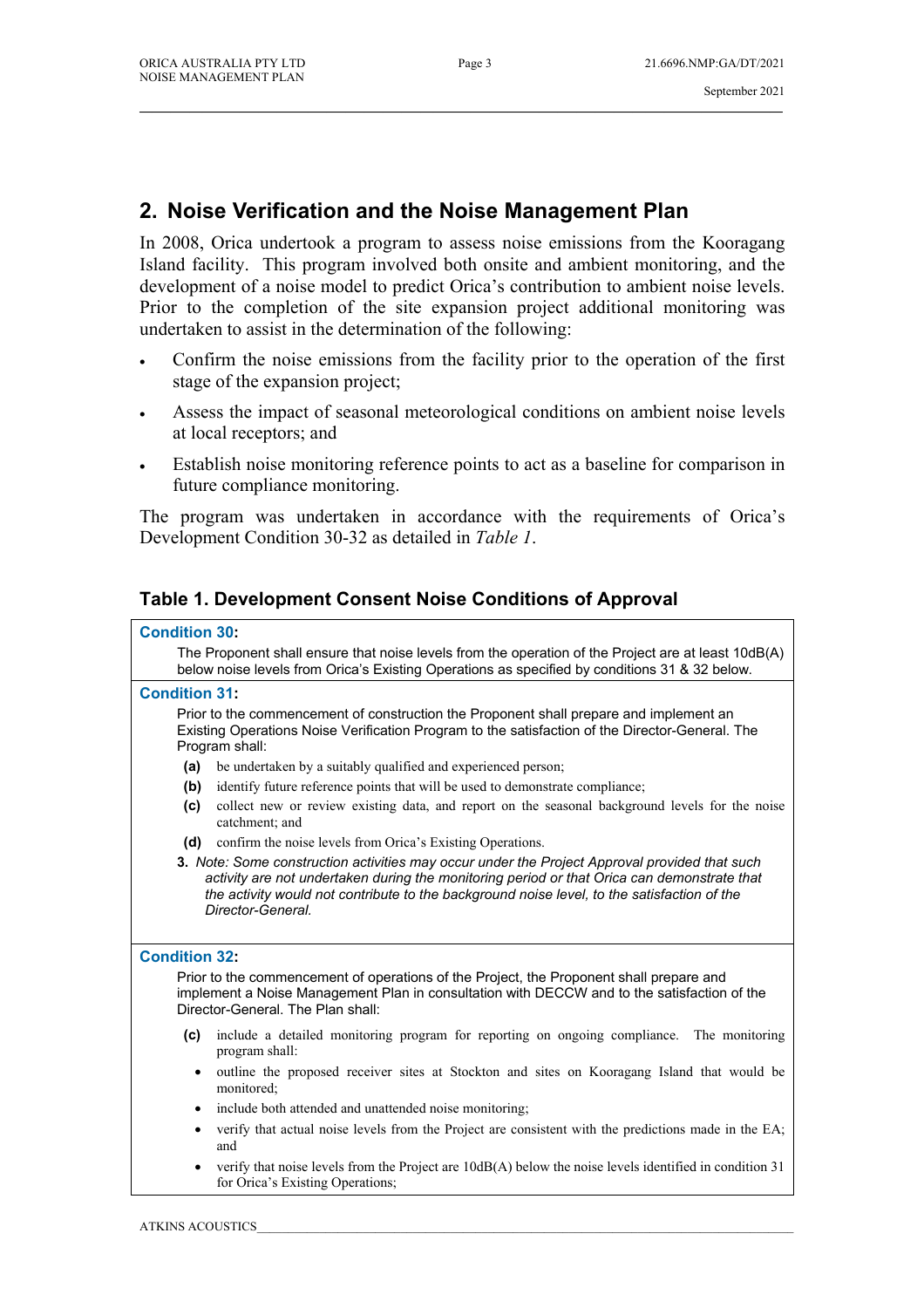## 2. Noise Verification and the Noise Management Plan

In 2008, Orica undertook a program to assess noise emissions from the Kooragang Island facility. This program involved both onsite and ambient monitoring, and the development of a noise model to predict Orica's contribution to ambient noise levels. Prior to the completion of the site expansion project additional monitoring was undertaken to assist in the determination of the following:

- Confirm the noise emissions from the facility prior to the operation of the first stage of the expansion project;
- Assess the impact of seasonal meteorological conditions on ambient noise levels at local receptors; and
- Establish noise monitoring reference points to act as a baseline for comparison in future compliance monitoring.

The program was undertaken in accordance with the requirements of Orica's Development Condition 30-32 as detailed in *Table 1*.

### Table 1. Development Consent Noise Conditions of Approval

**Condition 30:**

The Proponent shall ensure that noise levels from the operation of the Project are at least 10dB(A) below noise levels from Orica's Existing Operations as specified by conditions 31 & 32 below.

**Condition 31:**

Prior to the commencement of construction the Proponent shall prepare and implement an Existing Operations Noise Verification Program to the satisfaction of the Director-General. The Program shall:

- **(a)** be undertaken by a suitably qualified and experienced person;
- **(b)** identify future reference points that will be used to demonstrate compliance;
- **(c)** collect new or review existing data, and report on the seasonal background levels for the noise catchment; and
- **(d)** confirm the noise levels from Orica's Existing Operations.

**3.** *Note: Some construction activities may occur under the Project Approval provided that such activity are not undertaken during the monitoring period or that Orica can demonstrate that the activity would not contribute to the background noise level, to the satisfaction of the Director-General.*

**Condition 32:**

Prior to the commencement of operations of the Project, the Proponent shall prepare and implement a Noise Management Plan in consultation with DECCW and to the satisfaction of the Director-General. The Plan shall:

- **(c)** include a detailed monitoring program for reporting on ongoing compliance. The monitoring program shall:
  - outline the proposed receiver sites at Stockton and sites on Kooragang Island that would be monitored;
  - include both attended and unattended noise monitoring;
  - verify that actual noise levels from the Project are consistent with the predictions made in the EA; and
  - verify that noise levels from the Project are 10dB(A) below the noise levels identified in condition 31 for Orica's Existing Operations;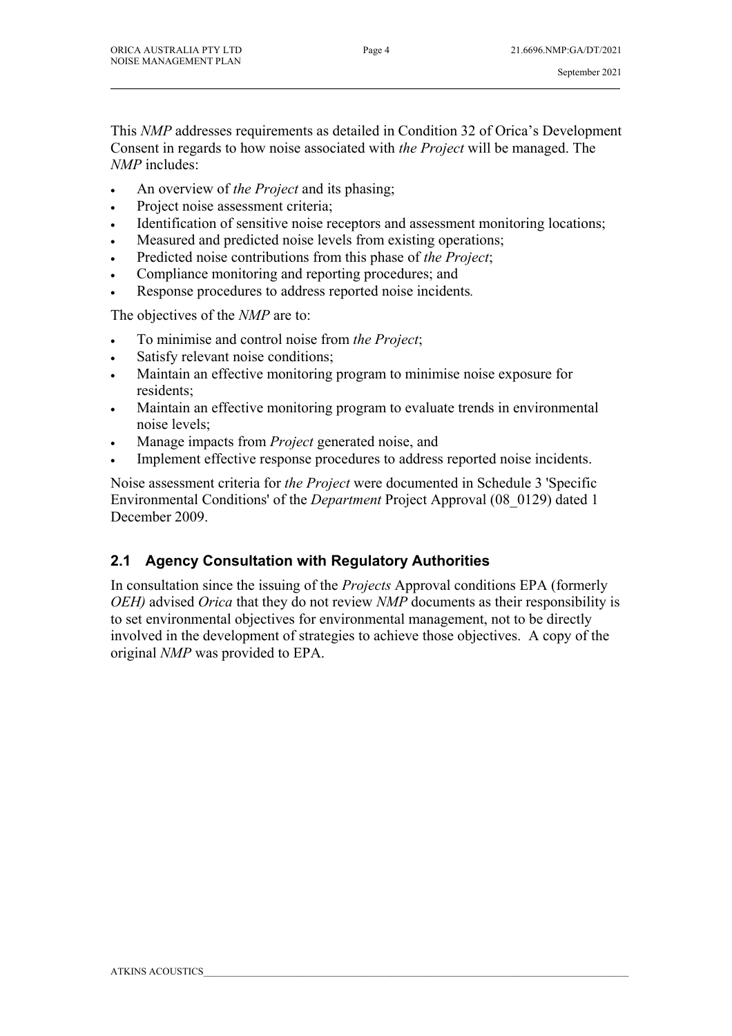This *NMP* addresses requirements as detailed in Condition 32 of Orica's Development Consent in regards to how noise associated with *the Project* will be managed. The *NMP* includes:

- An overview of *the Project* and its phasing;
- Project noise assessment criteria;
- Identification of sensitive noise receptors and assessment monitoring locations;
- Measured and predicted noise levels from existing operations;
- Predicted noise contributions from this phase of *the Project*;
- Compliance monitoring and reporting procedures; and
- Response procedures to address reported noise incidents*.*

The objectives of the *NMP* are to:

- To minimise and control noise from *the Project*;
- Satisfy relevant noise conditions;
- Maintain an effective monitoring program to minimise noise exposure for residents;
- Maintain an effective monitoring program to evaluate trends in environmental noise levels;
- Manage impacts from *Project* generated noise, and
- Implement effective response procedures to address reported noise incidents.

Noise assessment criteria for *the Project* were documented in Schedule 3 'Specific Environmental Conditions' of the *Department* Project Approval (08_0129) dated 1 December 2009.

## 2.1 Agency Consultation with Regulatory Authorities

In consultation since the issuing of the *Projects* Approval conditions EPA (formerly *OEH)* advised *Orica* that they do not review *NMP* documents as their responsibility is to set environmental objectives for environmental management, not to be directly involved in the development of strategies to achieve those objectives. A copy of the original *NMP* was provided to EPA.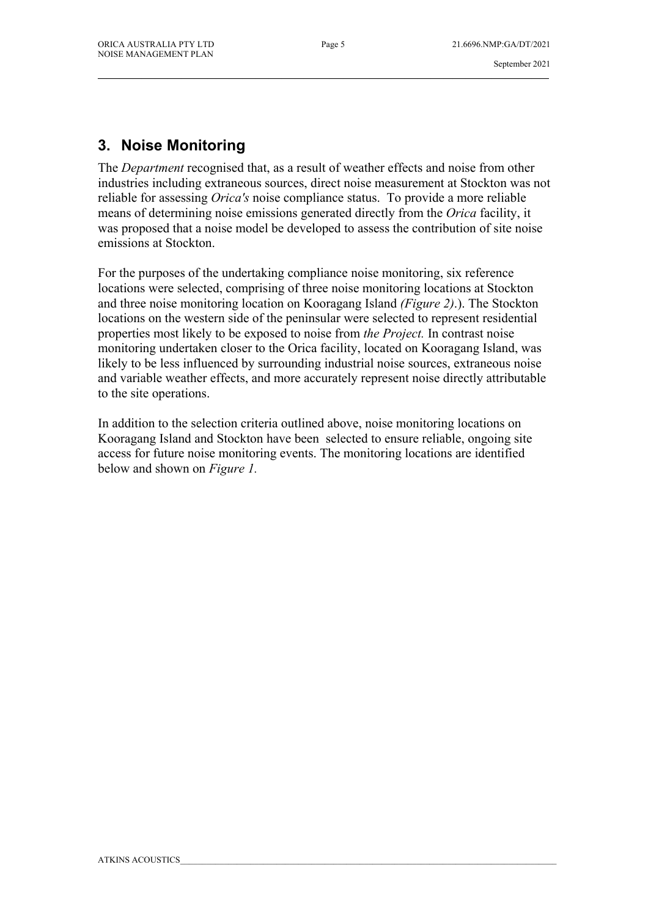## 3. Noise Monitoring

The *Department* recognised that, as a result of weather effects and noise from other industries including extraneous sources, direct noise measurement at Stockton was not reliable for assessing *Orica's* noise compliance status. To provide a more reliable means of determining noise emissions generated directly from the *Orica* facility, it was proposed that a noise model be developed to assess the contribution of site noise emissions at Stockton.

For the purposes of the undertaking compliance noise monitoring, six reference locations were selected, comprising of three noise monitoring locations at Stockton and three noise monitoring location on Kooragang Island *(Figure 2)*.). The Stockton locations on the western side of the peninsular were selected to represent residential properties most likely to be exposed to noise from *the Project.* In contrast noise monitoring undertaken closer to the Orica facility, located on Kooragang Island, was likely to be less influenced by surrounding industrial noise sources, extraneous noise and variable weather effects, and more accurately represent noise directly attributable to the site operations.

In addition to the selection criteria outlined above, noise monitoring locations on Kooragang Island and Stockton have been selected to ensure reliable, ongoing site access for future noise monitoring events. The monitoring locations are identified below and shown on *Figure 1.*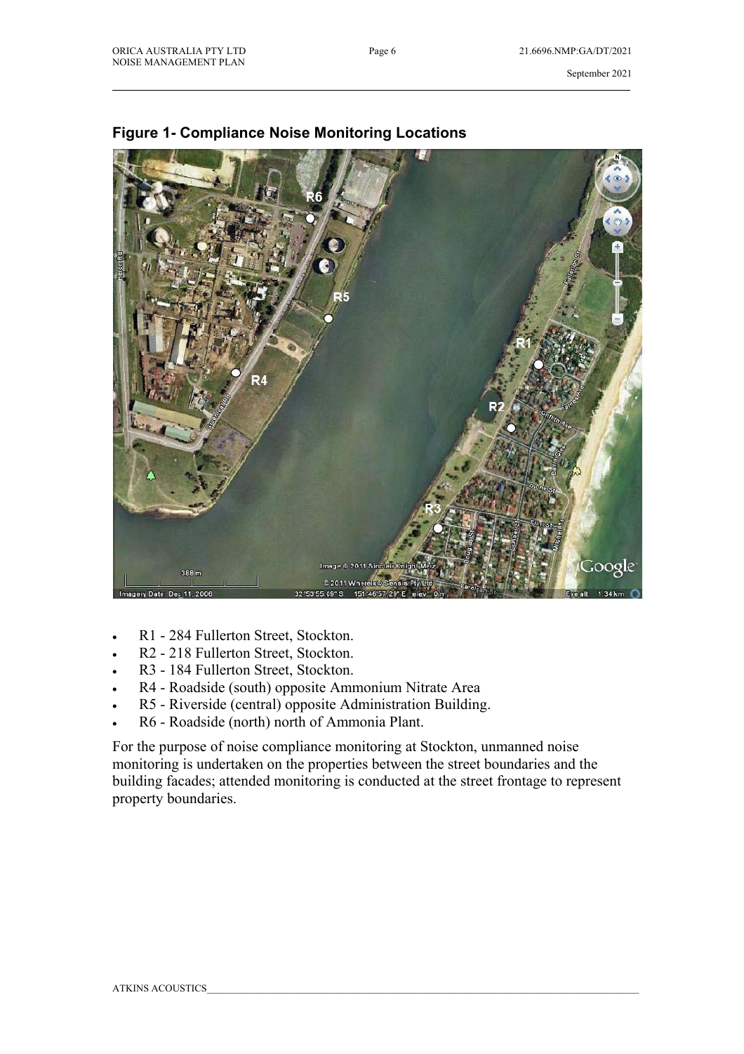## Figure 1- Compliance Noise Monitoring Locations

- R1 - 284 Fullerton Street, Stockton.
- R2 - 218 Fullerton Street, Stockton.
- R3 - 184 Fullerton Street, Stockton.
- R4 - Roadside (south) opposite Ammonium Nitrate Area
- R5 - Riverside (central) opposite Administration Building.
- R6 - Roadside (north) north of Ammonia Plant.

For the purpose of noise compliance monitoring at Stockton, unmanned noise monitoring is undertaken on the properties between the street boundaries and the building facades; attended monitoring is conducted at the street frontage to represent property boundaries.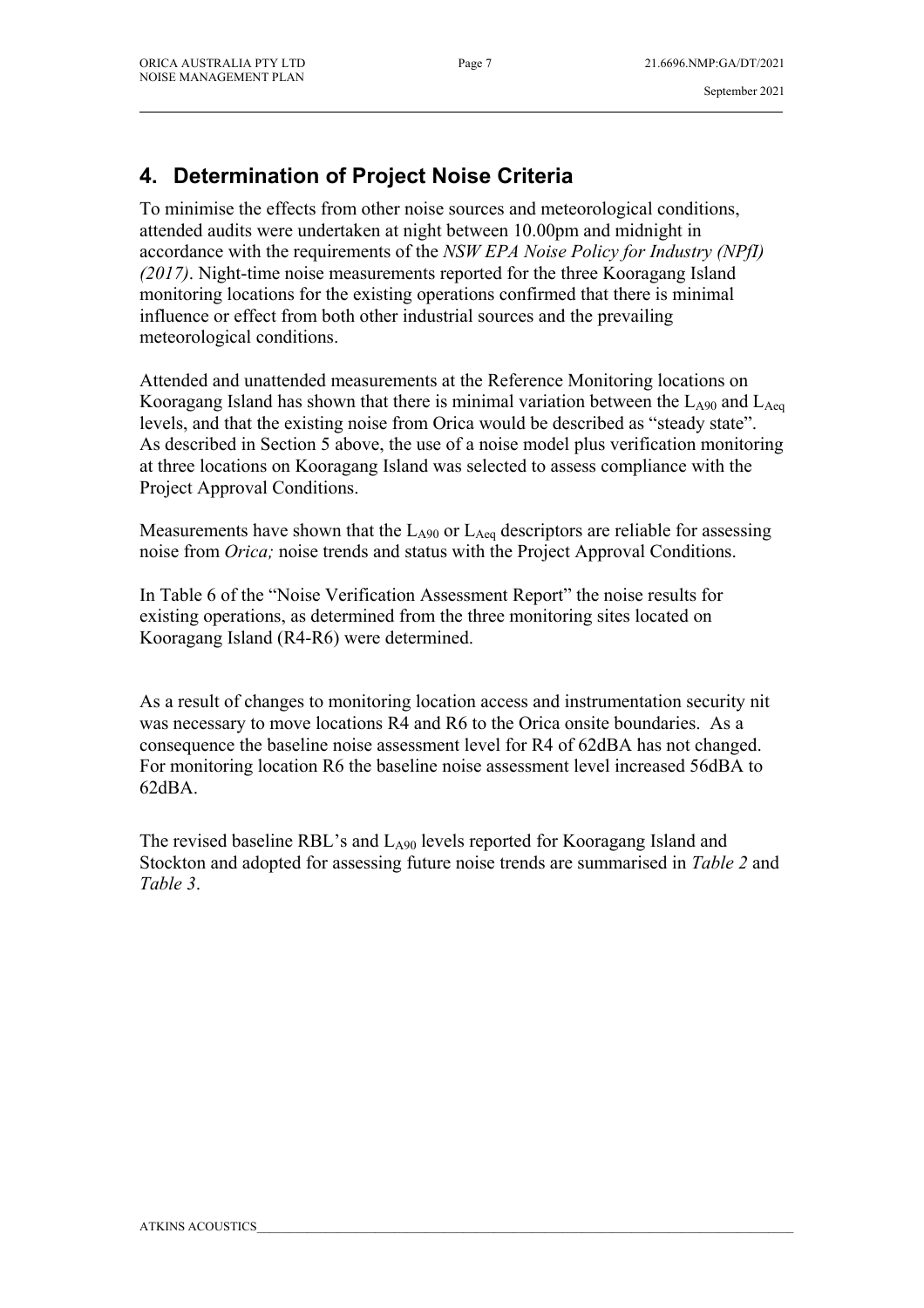## 4. Determination of Project Noise Criteria

To minimise the effects from other noise sources and meteorological conditions, attended audits were undertaken at night between 10.00pm and midnight in accordance with the requirements of the *NSW EPA Noise Policy for Industry (NPfI) (2017)*. Night-time noise measurements reported for the three Kooragang Island monitoring locations for the existing operations confirmed that there is minimal influence or effect from both other industrial sources and the prevailing meteorological conditions.

Attended and unattended measurements at the Reference Monitoring locations on Kooragang Island has shown that there is minimal variation between the $L_{A90}$ and $L_{Aeq}$ levels, and that the existing noise from Orica would be described as "steady state". As described in Section 5 above, the use of a noise model plus verification monitoring at three locations on Kooragang Island was selected to assess compliance with the Project Approval Conditions.

Measurements have shown that the $L_{A90}$ or $L_{Aeq}$ descriptors are reliable for assessing noise from *Orica;* noise trends and status with the Project Approval Conditions.

In Table 6 of the "Noise Verification Assessment Report" the noise results for existing operations, as determined from the three monitoring sites located on Kooragang Island (R4-R6) were determined.

As a result of changes to monitoring location access and instrumentation security nit was necessary to move locations R4 and R6 to the Orica onsite boundaries. As a consequence the baseline noise assessment level for R4 of 62dBA has not changed. For monitoring location R6 the baseline noise assessment level increased 56dBA to 62dBA.

The revised baseline RBL's and $L_{A90}$ levels reported for Kooragang Island and Stockton and adopted for assessing future noise trends are summarised in *Table 2* and *Table 3*.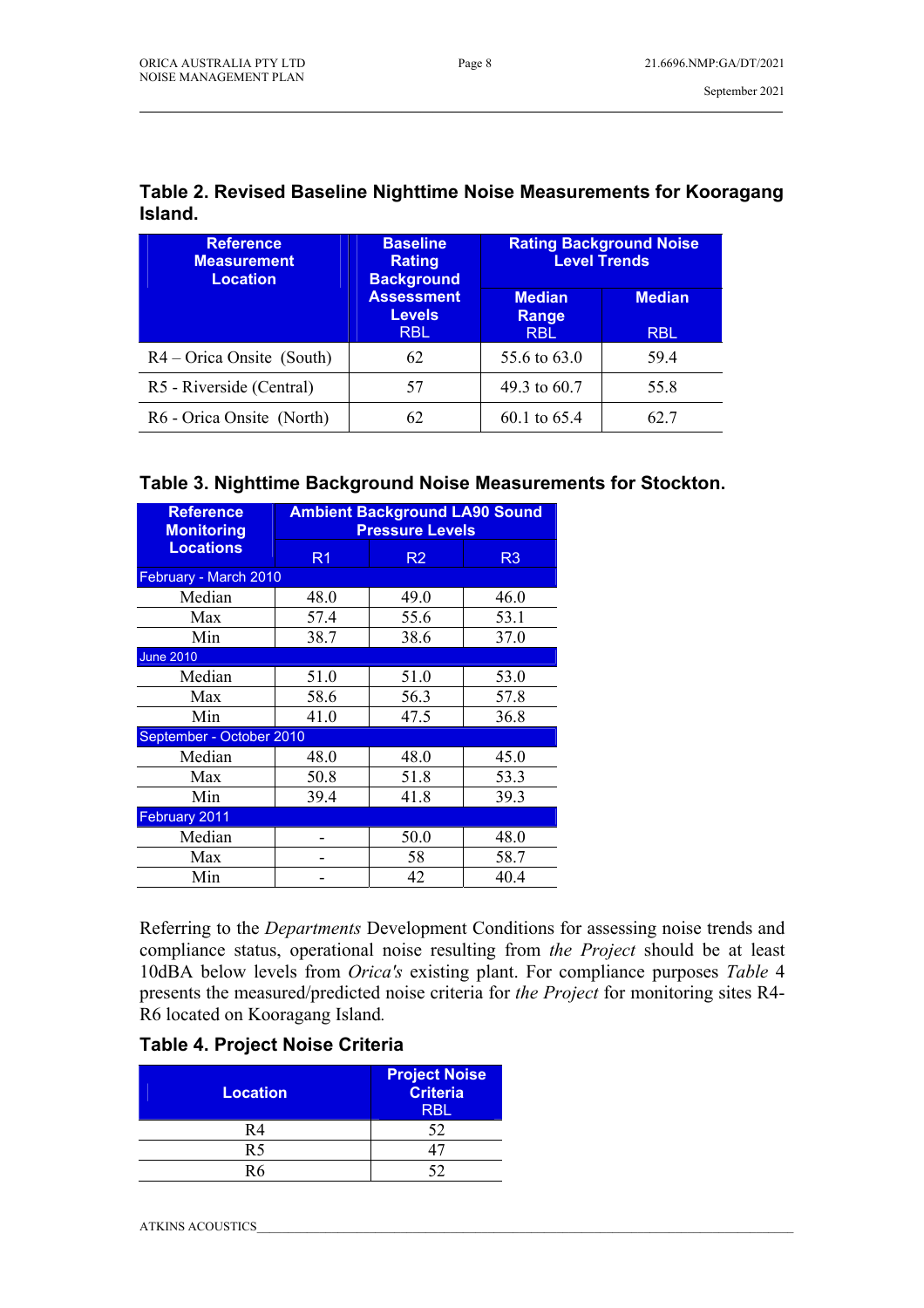## Table 2. Revised Baseline Nighttime Noise Measurements for Kooragang Island.

| Reference Measurement Location | Baseline Rating Background Assessment Levels RBL | Rating Background Noise Level Trends | |
|---|---|---|---|
| | | Median Range RBL | Median RBL |
| R4 – Orica Onsite (South) | 62 | 55.6 to 63.0 | 59.4 |
| R5 - Riverside (Central) | 57 | 49.3 to 60.7 | 55.8 |
| R6 - Orica Onsite (North) | 62 | 60.1 to 65.4 | 62.7 |

## Table 3. Nighttime Background Noise Measurements for Stockton.

| Reference Monitoring Locations | Ambient Background LA90 Sound Pressure Levels | | |
|---|---|---|---|
| | R1 | R2 | R3 |
| February - March 2010 | | | |
| Median | 48.0 | 49.0 | 46.0 |
| Max | 57.4 | 55.6 | 53.1 |
| Min | 38.7 | 38.6 | 37.0 |
| June 2010 | | | |
| Median | 51.0 | 51.0 | 53.0 |
| Max | 58.6 | 56.3 | 57.8 |
| Min | 41.0 | 47.5 | 36.8 |
| September - October 2010 | | | |
| Median | 48.0 | 48.0 | 45.0 |
| Max | 50.8 | 51.8 | 53.3 |
| Min | 39.4 | 41.8 | 39.3 |
| February 2011 | | | |
| Median | - | 50.0 | 48.0 |
| Max | - | 58 | 58.7 |
| Min | - | 42 | 40.4 |

Referring to the *Departments* Development Conditions for assessing noise trends and compliance status, operational noise resulting from *the Project* should be at least 10dBA below levels from *Orica's* existing plant. For compliance purposes *Table* 4 presents the measured/predicted noise criteria for *the Project* for monitoring sites R4-R6 located on Kooragang Island.

## Table 4. Project Noise Criteria

| Location | Project Noise Criteria RBL |
|---|---|
| R4 | 52 |
| R5 | 47 |
| R6 | 52 |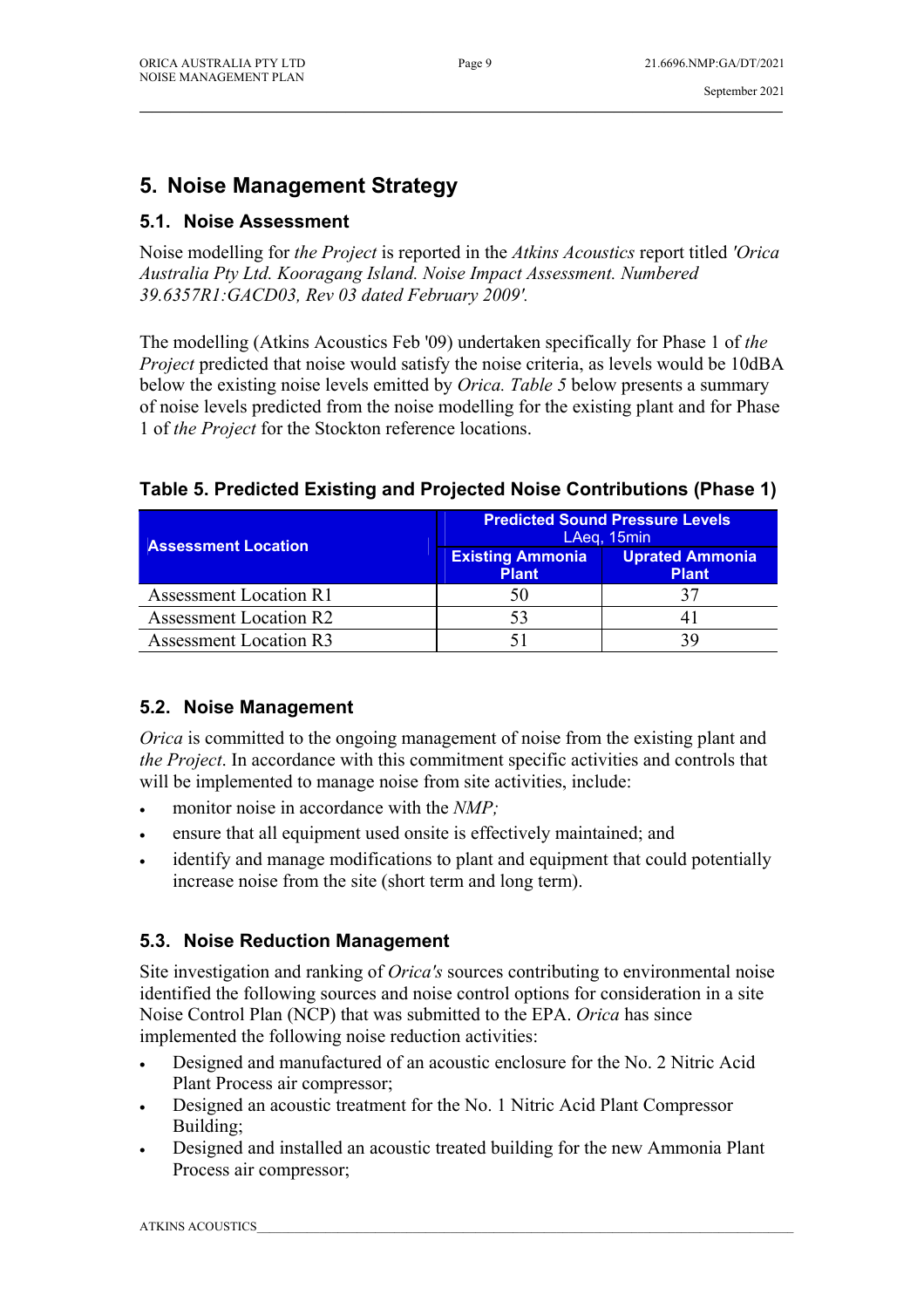# 5. Noise Management Strategy

## 5.1. Noise Assessment

Noise modelling for *the Project* is reported in the *Atkins Acoustics* report titled *'Orica Australia Pty Ltd. Kooragang Island. Noise Impact Assessment. Numbered 39.6357R1:GACD03, Rev 03 dated February 2009'.*

The modelling (Atkins Acoustics Feb '09) undertaken specifically for Phase 1 of *the Project* predicted that noise would satisfy the noise criteria, as levels would be 10dBA below the existing noise levels emitted by *Orica. Table 5* below presents a summary of noise levels predicted from the noise modelling for the existing plant and for Phase 1 of *the Project* for the Stockton reference locations.

**Table 5. Predicted Existing and Projected Noise Contributions (Phase 1)**

| Assessment Location | Predicted Sound Pressure Levels LAeq, 15min | |
|---|---|---|
| | Existing Ammonia Plant | Uprated Ammonia Plant |
| Assessment Location R1 | 50 | 37 |
| Assessment Location R2 | 53 | 41 |
| Assessment Location R3 | 51 | 39 |

## 5.2. Noise Management

*Orica* is committed to the ongoing management of noise from the existing plant and *the Project*. In accordance with this commitment specific activities and controls that will be implemented to manage noise from site activities, include:

- monitor noise in accordance with the *NMP;*
- ensure that all equipment used onsite is effectively maintained; and
- identify and manage modifications to plant and equipment that could potentially increase noise from the site (short term and long term).

## 5.3. Noise Reduction Management

Site investigation and ranking of *Orica's* sources contributing to environmental noise identified the following sources and noise control options for consideration in a site Noise Control Plan (NCP) that was submitted to the EPA. *Orica* has since implemented the following noise reduction activities:

- Designed and manufactured of an acoustic enclosure for the No. 2 Nitric Acid Plant Process air compressor;
- Designed an acoustic treatment for the No. 1 Nitric Acid Plant Compressor Building;
- Designed and installed an acoustic treated building for the new Ammonia Plant Process air compressor;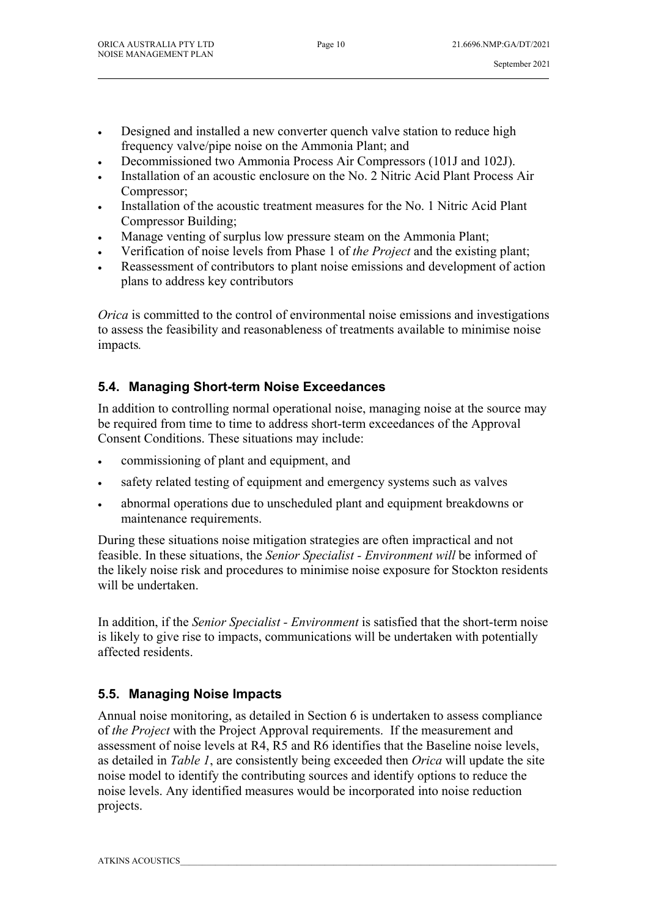- Designed and installed a new converter quench valve station to reduce high frequency valve/pipe noise on the Ammonia Plant; and
- Decommissioned two Ammonia Process Air Compressors (101J and 102J).
- Installation of an acoustic enclosure on the No. 2 Nitric Acid Plant Process Air Compressor;
- Installation of the acoustic treatment measures for the No. 1 Nitric Acid Plant Compressor Building;
- Manage venting of surplus low pressure steam on the Ammonia Plant;
- Verification of noise levels from Phase 1 of *the Project* and the existing plant;
- Reassessment of contributors to plant noise emissions and development of action plans to address key contributors

*Orica* is committed to the control of environmental noise emissions and investigations to assess the feasibility and reasonableness of treatments available to minimise noise impacts*.*

## 5.4. Managing Short-term Noise Exceedances

In addition to controlling normal operational noise, managing noise at the source may be required from time to time to address short-term exceedances of the Approval Consent Conditions. These situations may include:

- commissioning of plant and equipment, and
- safety related testing of equipment and emergency systems such as valves
- abnormal operations due to unscheduled plant and equipment breakdowns or maintenance requirements.

During these situations noise mitigation strategies are often impractical and not feasible. In these situations, the *Senior Specialist - Environment will* be informed of the likely noise risk and procedures to minimise noise exposure for Stockton residents will be undertaken.

In addition, if the *Senior Specialist - Environment* is satisfied that the short-term noise is likely to give rise to impacts, communications will be undertaken with potentially affected residents.

## 5.5. Managing Noise Impacts

Annual noise monitoring, as detailed in Section 6 is undertaken to assess compliance of *the Project* with the Project Approval requirements. If the measurement and assessment of noise levels at R4, R5 and R6 identifies that the Baseline noise levels, as detailed in *Table 1*, are consistently being exceeded then *Orica* will update the site noise model to identify the contributing sources and identify options to reduce the noise levels. Any identified measures would be incorporated into noise reduction projects.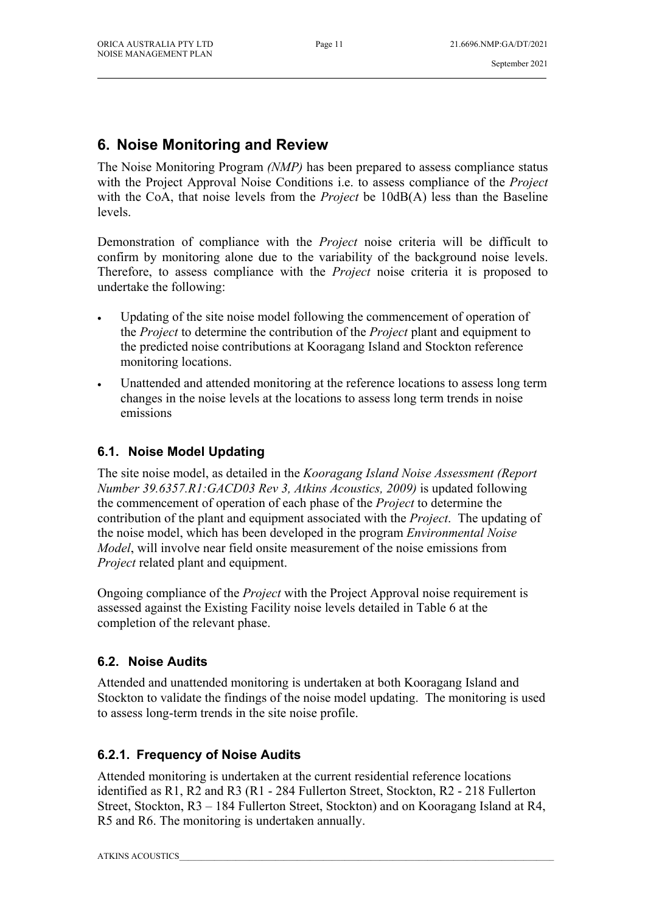# 6. Noise Monitoring and Review

The Noise Monitoring Program *(NMP)* has been prepared to assess compliance status with the Project Approval Noise Conditions i.e. to assess compliance of the *Project* with the CoA, that noise levels from the *Project* be 10dB(A) less than the Baseline levels.

Demonstration of compliance with the *Project* noise criteria will be difficult to confirm by monitoring alone due to the variability of the background noise levels. Therefore, to assess compliance with the *Project* noise criteria it is proposed to undertake the following:

- Updating of the site noise model following the commencement of operation of the *Project* to determine the contribution of the *Project* plant and equipment to the predicted noise contributions at Kooragang Island and Stockton reference monitoring locations.
- Unattended and attended monitoring at the reference locations to assess long term changes in the noise levels at the locations to assess long term trends in noise emissions

## 6.1. Noise Model Updating

The site noise model, as detailed in the *Kooragang Island Noise Assessment (Report Number 39.6357.R1:GACD03 Rev 3, Atkins Acoustics, 2009)* is updated following the commencement of operation of each phase of the *Project* to determine the contribution of the plant and equipment associated with the *Project*. The updating of the noise model, which has been developed in the program *Environmental Noise Model*, will involve near field onsite measurement of the noise emissions from *Project* related plant and equipment.

Ongoing compliance of the *Project* with the Project Approval noise requirement is assessed against the Existing Facility noise levels detailed in Table 6 at the completion of the relevant phase.

## 6.2. Noise Audits

Attended and unattended monitoring is undertaken at both Kooragang Island and Stockton to validate the findings of the noise model updating. The monitoring is used to assess long-term trends in the site noise profile.

### 6.2.1. Frequency of Noise Audits

Attended monitoring is undertaken at the current residential reference locations identified as R1, R2 and R3 (R1 - 284 Fullerton Street, Stockton, R2 - 218 Fullerton Street, Stockton, R3 – 184 Fullerton Street, Stockton) and on Kooragang Island at R4, R5 and R6. The monitoring is undertaken annually.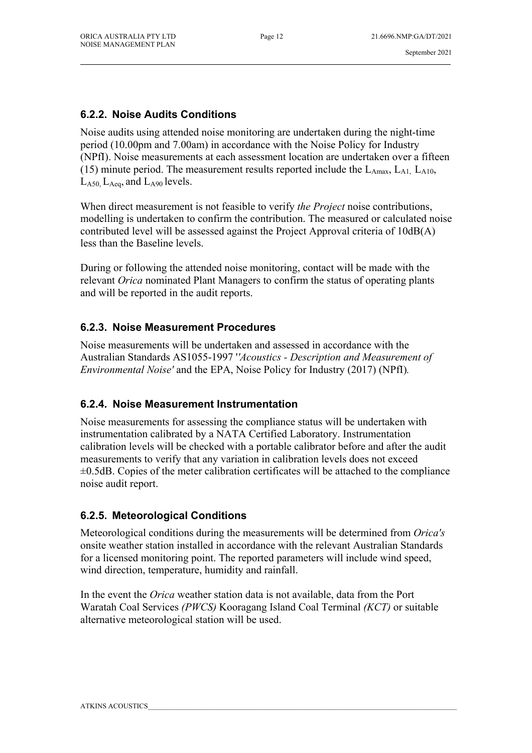### 6.2.2. Noise Audits Conditions

Noise audits using attended noise monitoring are undertaken during the night-time period (10.00pm and 7.00am) in accordance with the Noise Policy for Industry (NPfI). Noise measurements at each assessment location are undertaken over a fifteen (15) minute period. The measurement results reported include the $L_{Amax}$, $L_{A1}$, $L_{A10}$, $L_{A50}$, $L_{Aeq}$, and $L_{A90}$ levels.

When direct measurement is not feasible to verify *the Project* noise contributions, modelling is undertaken to confirm the contribution. The measured or calculated noise contributed level will be assessed against the Project Approval criteria of 10dB(A) less than the Baseline levels.

During or following the attended noise monitoring, contact will be made with the relevant *Orica* nominated Plant Managers to confirm the status of operating plants and will be reported in the audit reports.

### 6.2.3. Noise Measurement Procedures

Noise measurements will be undertaken and assessed in accordance with the Australian Standards AS1055-1997 '*'Acoustics - Description and Measurement of Environmental Noise'* and the EPA, Noise Policy for Industry (2017) (NPfI).

### 6.2.4. Noise Measurement Instrumentation

Noise measurements for assessing the compliance status will be undertaken with instrumentation calibrated by a NATA Certified Laboratory. Instrumentation calibration levels will be checked with a portable calibrator before and after the audit measurements to verify that any variation in calibration levels does not exceed ±0.5dB. Copies of the meter calibration certificates will be attached to the compliance noise audit report.

### 6.2.5. Meteorological Conditions

Meteorological conditions during the measurements will be determined from *Orica's* onsite weather station installed in accordance with the relevant Australian Standards for a licensed monitoring point. The reported parameters will include wind speed, wind direction, temperature, humidity and rainfall.

In the event the *Orica* weather station data is not available, data from the Port Waratah Coal Services *(PWCS)* Kooragang Island Coal Terminal *(KCT)* or suitable alternative meteorological station will be used.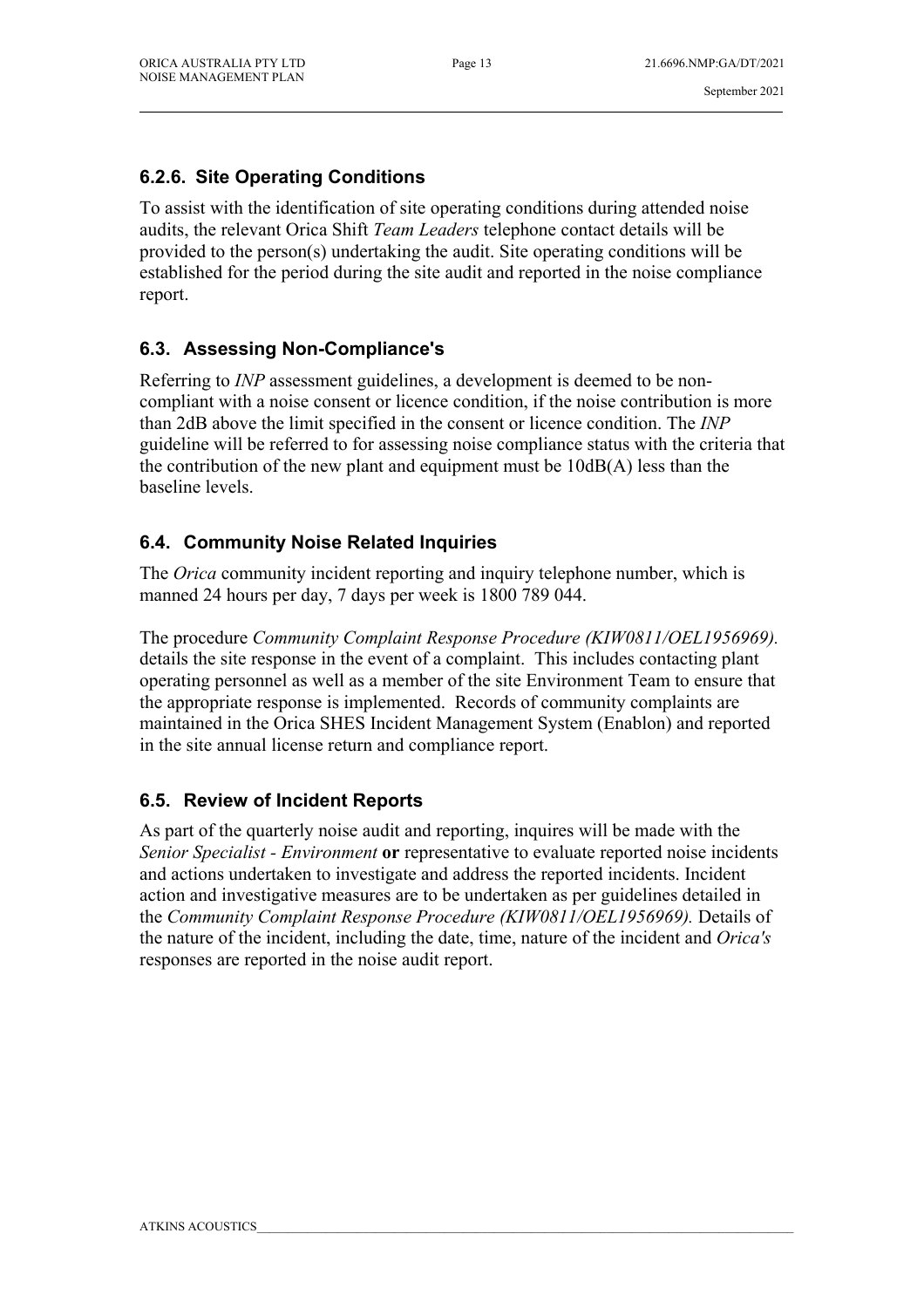### 6.2.6. Site Operating Conditions

To assist with the identification of site operating conditions during attended noise audits, the relevant Orica Shift *Team Leaders* telephone contact details will be provided to the person(s) undertaking the audit. Site operating conditions will be established for the period during the site audit and reported in the noise compliance report.

## 6.3. Assessing Non-Compliance's

Referring to *INP* assessment guidelines, a development is deemed to be non-compliant with a noise consent or licence condition, if the noise contribution is more than 2dB above the limit specified in the consent or licence condition. The *INP* guideline will be referred to for assessing noise compliance status with the criteria that the contribution of the new plant and equipment must be 10dB(A) less than the baseline levels.

## 6.4. Community Noise Related Inquiries

The *Orica* community incident reporting and inquiry telephone number, which is manned 24 hours per day, 7 days per week is 1800 789 044.

The procedure *Community Complaint Response Procedure (KIW0811/OEL1956969).* details the site response in the event of a complaint. This includes contacting plant operating personnel as well as a member of the site Environment Team to ensure that the appropriate response is implemented. Records of community complaints are maintained in the Orica SHES Incident Management System (Enablon) and reported in the site annual license return and compliance report.

## 6.5. Review of Incident Reports

As part of the quarterly noise audit and reporting, inquires will be made with the *Senior Specialist - Environment* **or** representative to evaluate reported noise incidents and actions undertaken to investigate and address the reported incidents. Incident action and investigative measures are to be undertaken as per guidelines detailed in the *Community Complaint Response Procedure (KIW0811/OEL1956969).* Details of the nature of the incident, including the date, time, nature of the incident and *Orica's* responses are reported in the noise audit report.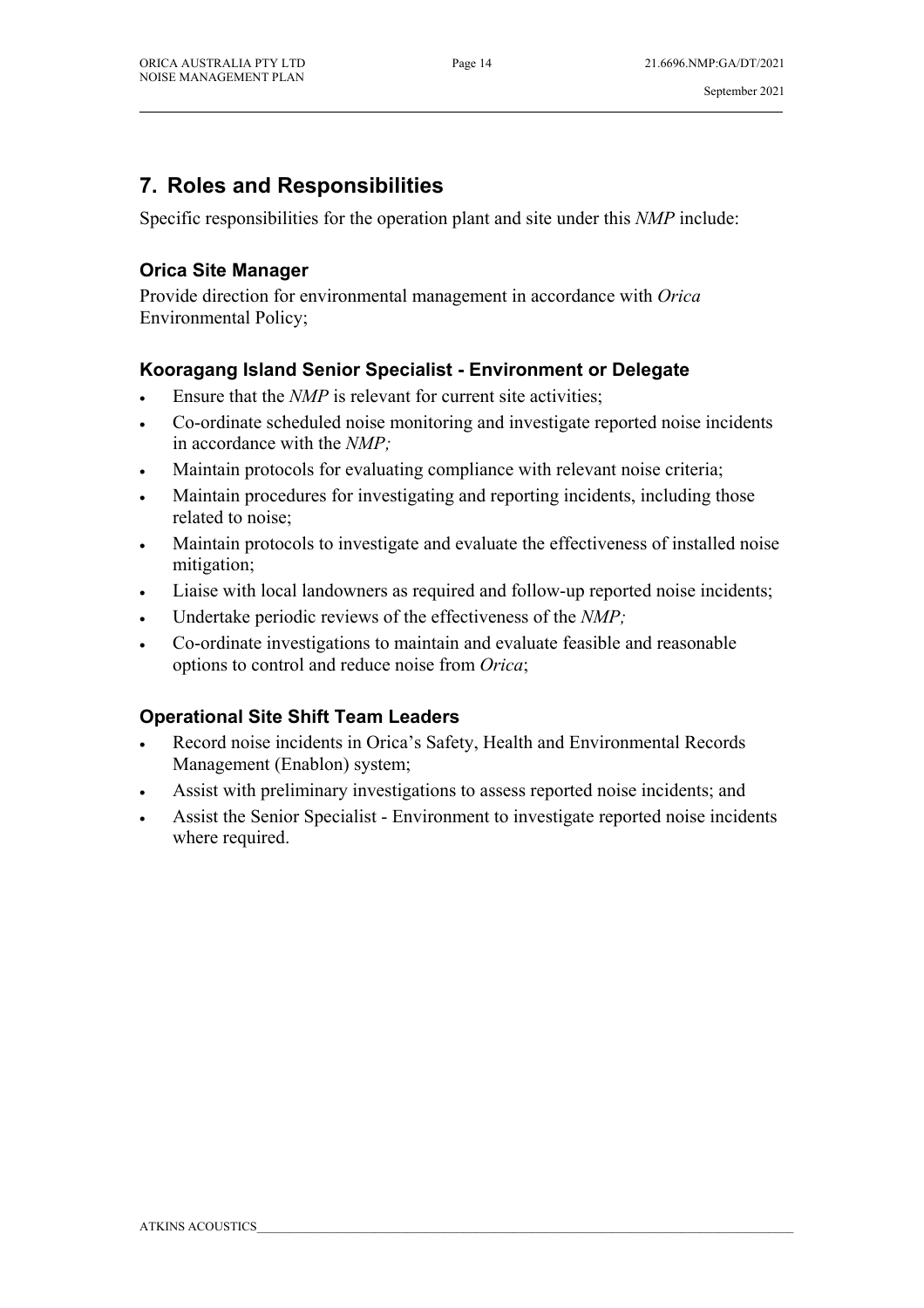# 7. Roles and Responsibilities

Specific responsibilities for the operation plant and site under this *NMP* include:

### Orica Site Manager

Provide direction for environmental management in accordance with *Orica* Environmental Policy;

### Kooragang Island Senior Specialist - Environment or Delegate

- Ensure that the *NMP* is relevant for current site activities;
- Co-ordinate scheduled noise monitoring and investigate reported noise incidents in accordance with the *NMP;*
- Maintain protocols for evaluating compliance with relevant noise criteria;
- Maintain procedures for investigating and reporting incidents, including those related to noise;
- Maintain protocols to investigate and evaluate the effectiveness of installed noise mitigation;
- Liaise with local landowners as required and follow-up reported noise incidents;
- Undertake periodic reviews of the effectiveness of the *NMP;*
- Co-ordinate investigations to maintain and evaluate feasible and reasonable options to control and reduce noise from *Orica*;

### Operational Site Shift Team Leaders

- Record noise incidents in Orica's Safety, Health and Environmental Records Management (Enablon) system;
- Assist with preliminary investigations to assess reported noise incidents; and
- Assist the Senior Specialist - Environment to investigate reported noise incidents where required.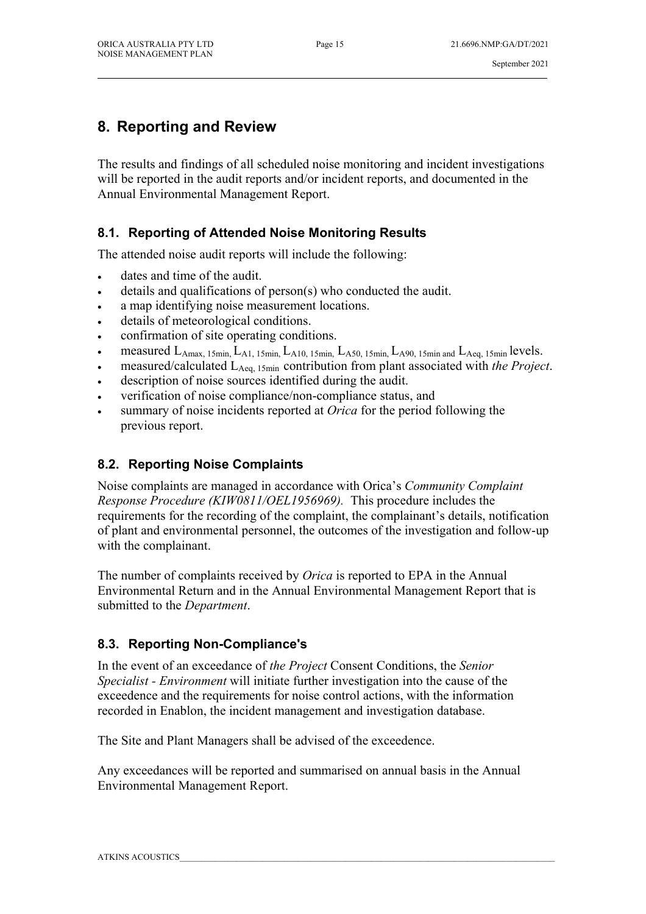# 8. Reporting and Review

The results and findings of all scheduled noise monitoring and incident investigations will be reported in the audit reports and/or incident reports, and documented in the Annual Environmental Management Report.

## 8.1. Reporting of Attended Noise Monitoring Results

The attended noise audit reports will include the following:

- dates and time of the audit.
- details and qualifications of person(s) who conducted the audit.
- a map identifying noise measurement locations.
- details of meteorological conditions.
- confirmation of site operating conditions.
- measured $L_{Amax, 15min}$, $L_{A1, 15min}$, $L_{A10, 15min}$, $L_{A50, 15min}$, $L_{A90, 15min}$ and $L_{Aeq, 15min}$ levels.
- measured/calculated $L_{Aeq, 15min}$ contribution from plant associated with *the Project*.
- description of noise sources identified during the audit.
- verification of noise compliance/non-compliance status, and
- summary of noise incidents reported at *Orica* for the period following the previous report.

## 8.2. Reporting Noise Complaints

Noise complaints are managed in accordance with Orica's *Community Complaint Response Procedure (KIW0811/OEL1956969).* This procedure includes the requirements for the recording of the complaint, the complainant's details, notification of plant and environmental personnel, the outcomes of the investigation and follow-up with the complainant.

The number of complaints received by *Orica* is reported to EPA in the Annual Environmental Return and in the Annual Environmental Management Report that is submitted to the *Department*.

## 8.3. Reporting Non-Compliance's

In the event of an exceedance of *the Project* Consent Conditions, the *Senior Specialist - Environment* will initiate further investigation into the cause of the exceedence and the requirements for noise control actions, with the information recorded in Enablon, the incident management and investigation database.

The Site and Plant Managers shall be advised of the exceedence.

Any exceedances will be reported and summarised on annual basis in the Annual Environmental Management Report.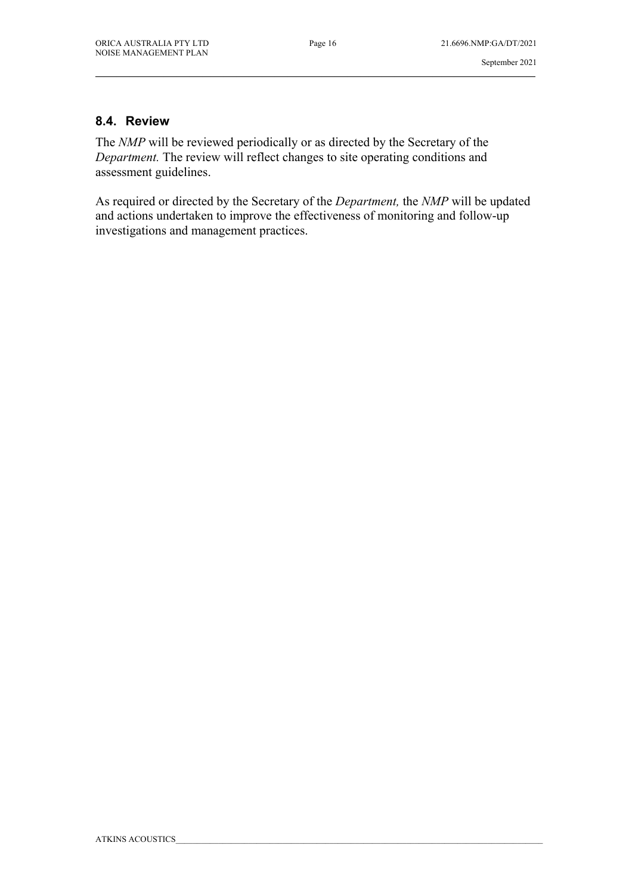## 8.4. Review

The *NMP* will be reviewed periodically or as directed by the Secretary of the *Department.* The review will reflect changes to site operating conditions and assessment guidelines.

As required or directed by the Secretary of the *Department,* the *NMP* will be updated and actions undertaken to improve the effectiveness of monitoring and follow-up investigations and management practices.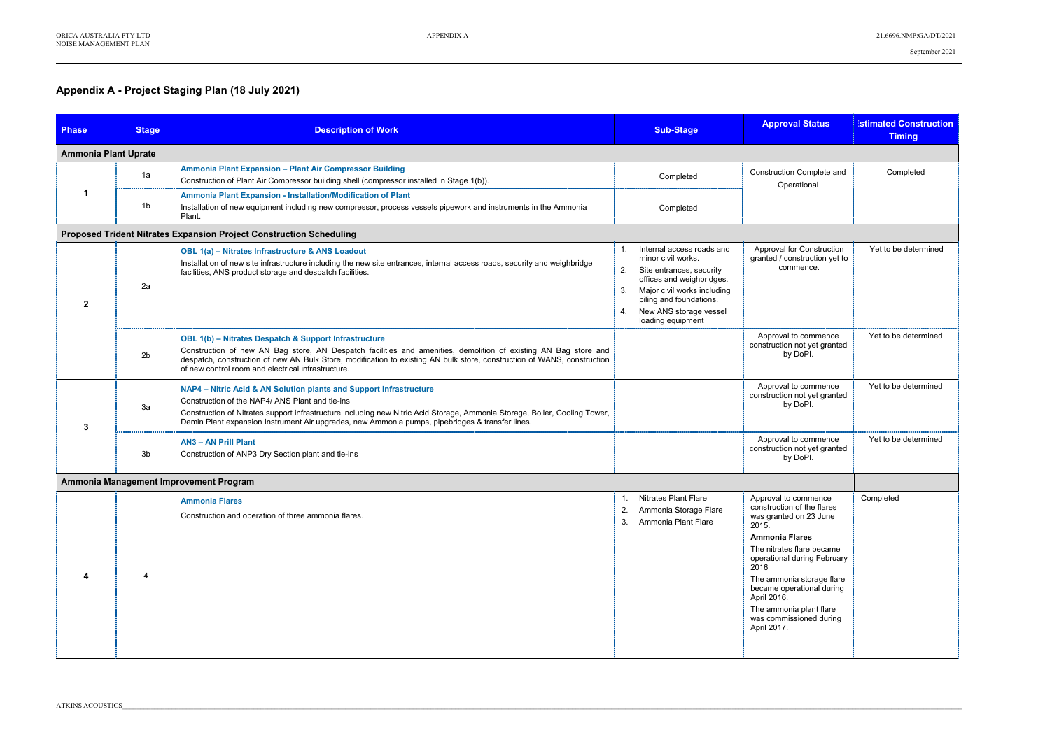# Appendix A - Project Staging Plan (18 July 2021)

| Phase | Stage | Description of Work | Sub-Stage | Approval Status | Estimated Construction Timing |
|---|---|---|---|---|---|
| **Ammonia Plant Uprate** | | | | | |
| 1 | 1a | **Ammonia Plant Expansion – Plant Air Compressor Building**<br>Construction of Plant Air Compressor building shell (compressor installed in Stage 1(b)). | Completed | Construction Complete and Operational | Completed |
| | 1b | **Ammonia Plant Expansion - Installation/Modification of Plant**<br>Installation of new equipment including new compressor, process vessels pipework and instruments in the Ammonia Plant. | Completed | | |
| **Proposed Trident Nitrates Expansion Project Construction Scheduling** | | | | | |
| 2 | 2a | **OBL 1(a) – Nitrates Infrastructure & ANS Loadout**<br>Installation of new site infrastructure including the new site entrances, internal access roads, security and weighbridge facilities, ANS product storage and despatch facilities. | 1. Internal access roads and minor civil works.<br>2. Site entrances, security offices and weighbridges.<br>3. Major civil works including piling and foundations.<br>4. New ANS storage vessel loading equipment | Approval for Construction granted / construction yet to commence. | Yet to be determined |
| | 2b | **OBL 1(b) – Nitrates Despatch & Support Infrastructure**<br>Construction of new AN Bag store, AN Despatch facilities and amenities, demolition of existing AN Bag store and despatch, construction of new AN Bulk Store, modification to existing AN bulk store, construction of WANS, construction of new control room and electrical infrastructure. | | Approval to commence construction not yet granted by DoPI. | Yet to be determined |
| 3 | 3a | **NAP4 – Nitric Acid & AN Solution plants and Support Infrastructure**<br>Construction of the NAP4/ ANS Plant and tie-ins<br>Construction of Nitrates support infrastructure including new Nitric Acid Storage, Ammonia Storage, Boiler, Cooling Tower, Demin Plant expansion Instrument Air upgrades, new Ammonia pumps, pipebridges & transfer lines. | | Approval to commence construction not yet granted by DoPI. | Yet to be determined |
| | 3b | **AN3 – AN Prill Plant**<br>Construction of ANP3 Dry Section plant and tie-ins | | Approval to commence construction not yet granted by DoPI. | Yet to be determined |
| **Ammonia Management Improvement Program** | | | | | |
| 4 | 4 | **Ammonia Flares**<br>Construction and operation of three ammonia flares. | 1. Nitrates Plant Flare<br>2. Ammonia Storage Flare<br>3. Ammonia Plant Flare | Approval to commence construction of the flares was granted on 23 June 2015.<br>**Ammonia Flares**<br>The nitrates flare became operational during February 2016<br>The ammonia storage flare became operational during April 2016.<br>The ammonia plant flare was commissioned during April 2017. | Completed |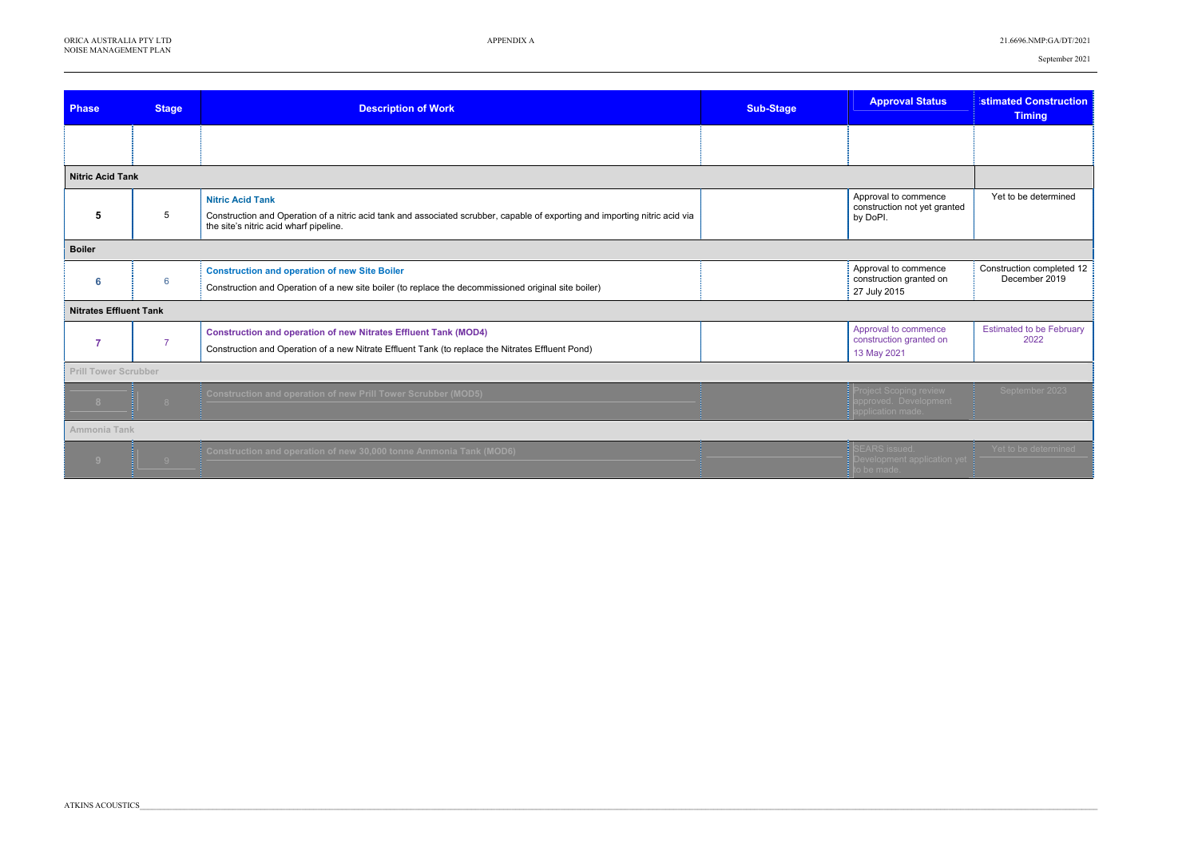| Phase | Stage | Description of Work | Sub-Stage | Approval Status | :stimated Construction Timing |
|---|---|---|---|---|---|
| | | | | | |
| **Nitric Acid Tank** | | | | | |
| **5** | 5 | **Nitric Acid Tank**<br>Construction and Operation of a nitric acid tank and associated scrubber, capable of exporting and importing nitric acid via the site's nitric acid wharf pipeline. | | Approval to commence construction not yet granted by DoPI. | Yet to be determined |
| **Boiler** | | | | | |
| **6** | 6 | **Construction and operation of new Site Boiler**<br>Construction and Operation of a new site boiler (to replace the decommissioned original site boiler) | | Approval to commence construction granted on 27 July 2015 | Construction completed 12 December 2019 |
| **Nitrates Effluent Tank** | | | | | |
| **7** | 7 | **Construction and operation of new Nitrates Effluent Tank (MOD4)**<br>Construction and Operation of a new Nitrate Effluent Tank (to replace the Nitrates Effluent Pond) | | Approval to commence construction granted on 13 May 2021 | Estimated to be February 2022 |
| **Prill Tower Scrubber** | | | | | |
| **8** | 8 | **Construction and operation of new Prill Tower Scrubber (MOD5)** | | Project Scoping review approved. Development application made. | September 2023 |
| **Ammonia Tank** | | | | | |
| **9** | 9 | **Construction and operation of new 30,000 tonne Ammonia Tank (MOD6)** | | SEARS issued. Development application yet to be made. | Yet to be determined |